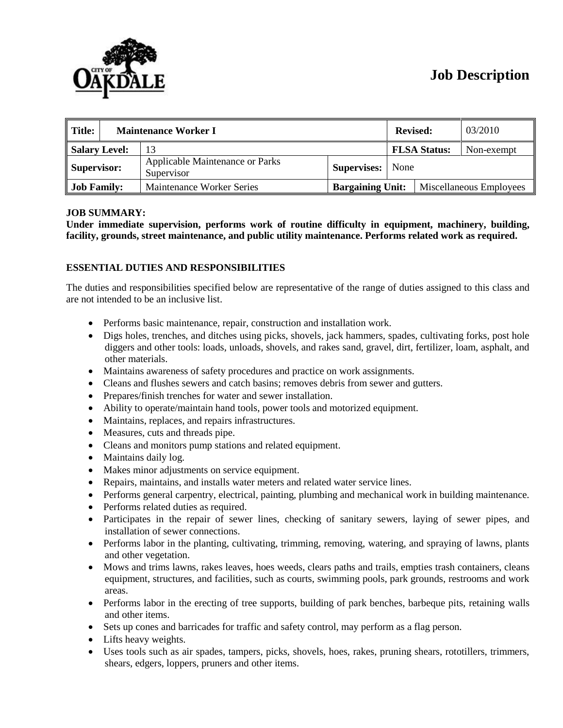# Job Description

| Title: | Maintenance Worker I | | Revised: | 03/2010 |
|---|---|---|---|---|
| Salary Level: | 13 | | FLSA Status: | Non-exempt |
| Supervisor: | Applicable Maintenance or Parks Supervisor | Supervises: | None | |
| Job Family: | Maintenance Worker Series | Bargaining Unit: | Miscellaneous Employees | |

**JOB SUMMARY:**

**Under immediate supervision, performs work of routine difficulty in equipment, machinery, building, facility, grounds, street maintenance, and public utility maintenance. Performs related work as required.**

**ESSENTIAL DUTIES AND RESPONSIBILITIES**

The duties and responsibilities specified below are representative of the range of duties assigned to this class and are not intended to be an inclusive list.

- Performs basic maintenance, repair, construction and installation work.
- Digs holes, trenches, and ditches using picks, shovels, jack hammers, spades, cultivating forks, post hole diggers and other tools: loads, unloads, shovels, and rakes sand, gravel, dirt, fertilizer, loam, asphalt, and other materials.
- Maintains awareness of safety procedures and practice on work assignments.
- Cleans and flushes sewers and catch basins; removes debris from sewer and gutters.
- Prepares/finish trenches for water and sewer installation.
- Ability to operate/maintain hand tools, power tools and motorized equipment.
- Maintains, replaces, and repairs infrastructures.
- Measures, cuts and threads pipe.
- Cleans and monitors pump stations and related equipment.
- Maintains daily log.
- Makes minor adjustments on service equipment.
- Repairs, maintains, and installs water meters and related water service lines.
- Performs general carpentry, electrical, painting, plumbing and mechanical work in building maintenance.
- Performs related duties as required.
- Participates in the repair of sewer lines, checking of sanitary sewers, laying of sewer pipes, and installation of sewer connections.
- Performs labor in the planting, cultivating, trimming, removing, watering, and spraying of lawns, plants and other vegetation.
- Mows and trims lawns, rakes leaves, hoes weeds, clears paths and trails, empties trash containers, cleans equipment, structures, and facilities, such as courts, swimming pools, park grounds, restrooms and work areas.
- Performs labor in the erecting of tree supports, building of park benches, barbeque pits, retaining walls and other items.
- Sets up cones and barricades for traffic and safety control, may perform as a flag person.
- Lifts heavy weights.
- Uses tools such as air spades, tampers, picks, shovels, hoes, rakes, pruning shears, rototillers, trimmers, shears, edgers, loppers, pruners and other items.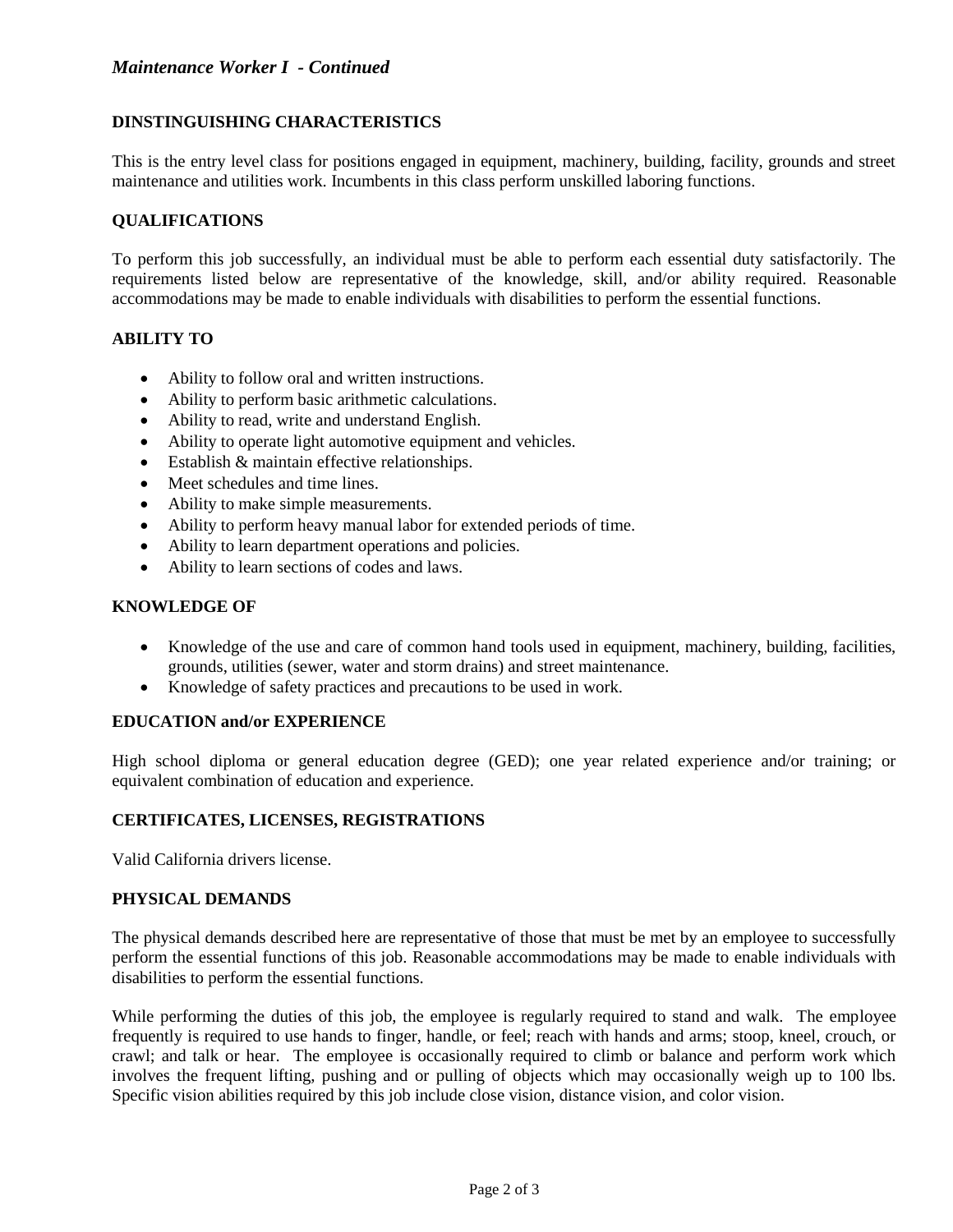## *Maintenance Worker I - Continued*

### DINSTINGUISHING CHARACTERISTICS

This is the entry level class for positions engaged in equipment, machinery, building, facility, grounds and street maintenance and utilities work. Incumbents in this class perform unskilled laboring functions.

### QUALIFICATIONS

To perform this job successfully, an individual must be able to perform each essential duty satisfactorily. The requirements listed below are representative of the knowledge, skill, and/or ability required. Reasonable accommodations may be made to enable individuals with disabilities to perform the essential functions.

### ABILITY TO

- Ability to follow oral and written instructions.
- Ability to perform basic arithmetic calculations.
- Ability to read, write and understand English.
- Ability to operate light automotive equipment and vehicles.
- Establish & maintain effective relationships.
- Meet schedules and time lines.
- Ability to make simple measurements.
- Ability to perform heavy manual labor for extended periods of time.
- Ability to learn department operations and policies.
- Ability to learn sections of codes and laws.

### KNOWLEDGE OF

- Knowledge of the use and care of common hand tools used in equipment, machinery, building, facilities, grounds, utilities (sewer, water and storm drains) and street maintenance.
- Knowledge of safety practices and precautions to be used in work.

### EDUCATION and/or EXPERIENCE

High school diploma or general education degree (GED); one year related experience and/or training; or equivalent combination of education and experience.

### CERTIFICATES, LICENSES, REGISTRATIONS

Valid California drivers license.

### PHYSICAL DEMANDS

The physical demands described here are representative of those that must be met by an employee to successfully perform the essential functions of this job. Reasonable accommodations may be made to enable individuals with disabilities to perform the essential functions.

While performing the duties of this job, the employee is regularly required to stand and walk. The employee frequently is required to use hands to finger, handle, or feel; reach with hands and arms; stoop, kneel, crouch, or crawl; and talk or hear. The employee is occasionally required to climb or balance and perform work which involves the frequent lifting, pushing and or pulling of objects which may occasionally weigh up to 100 lbs. Specific vision abilities required by this job include close vision, distance vision, and color vision.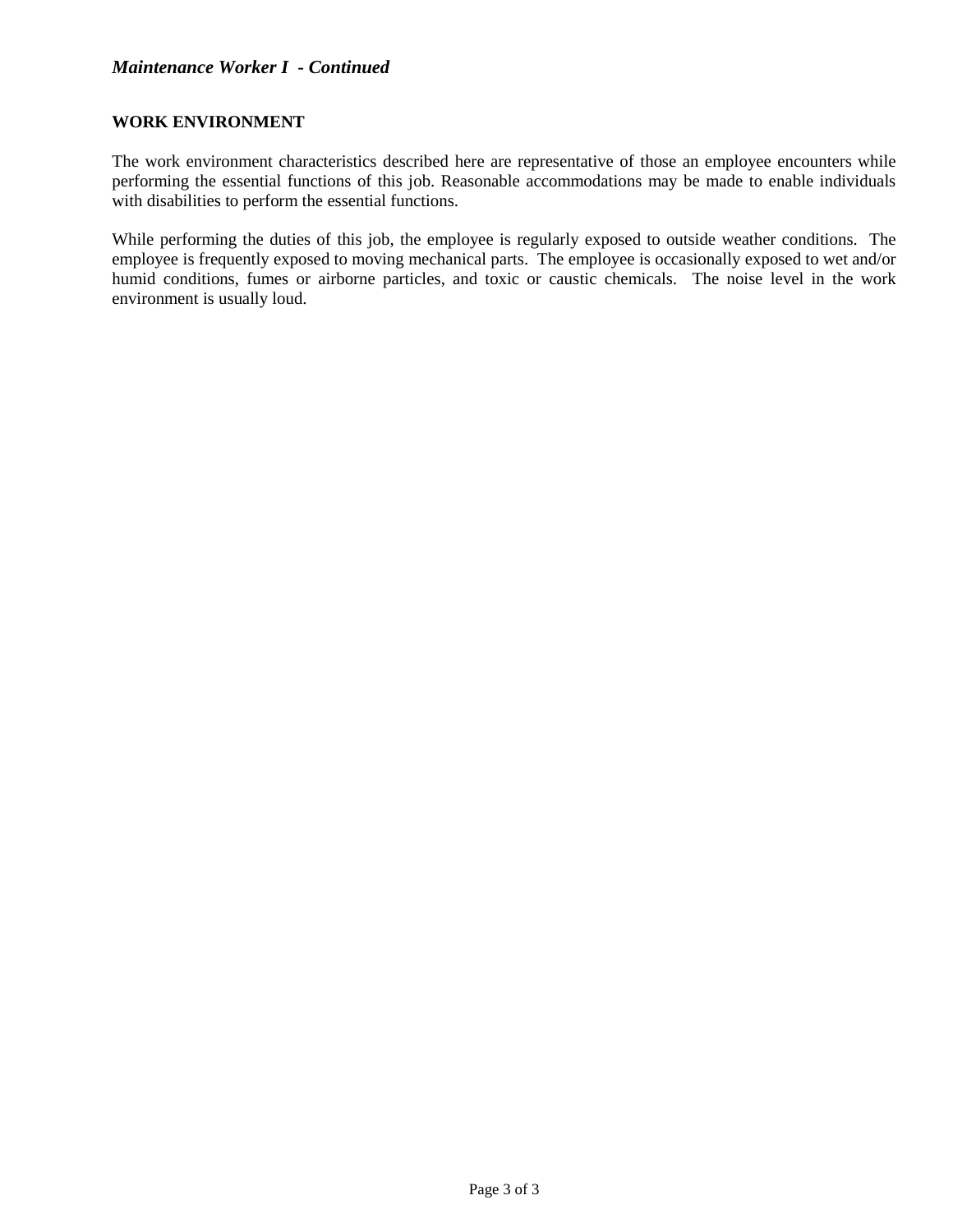***Maintenance Worker I - Continued***

**WORK ENVIRONMENT**

The work environment characteristics described here are representative of those an employee encounters while performing the essential functions of this job. Reasonable accommodations may be made to enable individuals with disabilities to perform the essential functions.

While performing the duties of this job, the employee is regularly exposed to outside weather conditions. The employee is frequently exposed to moving mechanical parts. The employee is occasionally exposed to wet and/or humid conditions, fumes or airborne particles, and toxic or caustic chemicals. The noise level in the work environment is usually loud.